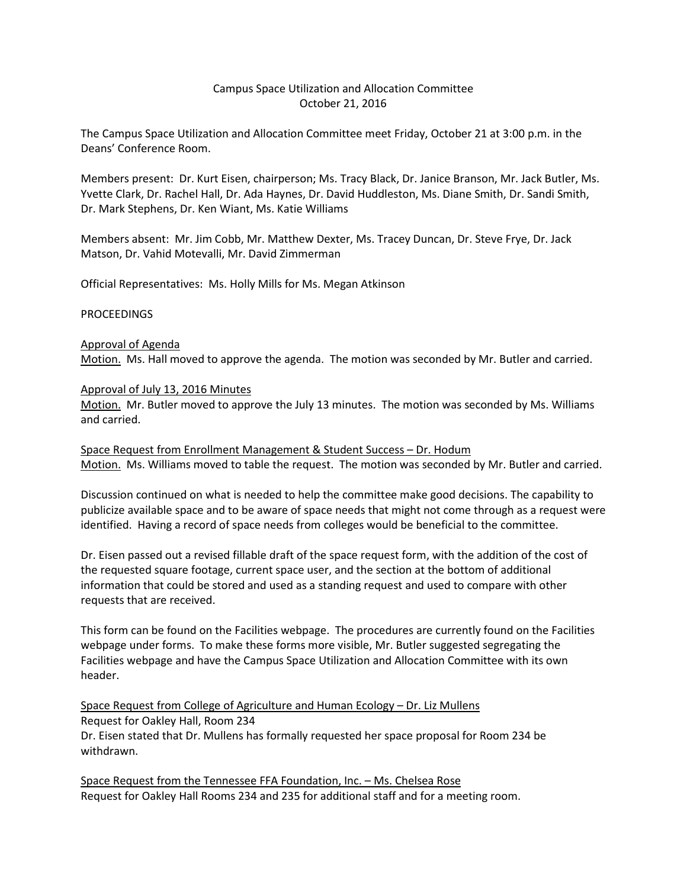Campus Space Utilization and Allocation Committee
October 21, 2016

The Campus Space Utilization and Allocation Committee meet Friday, October 21 at 3:00 p.m. in the Deans' Conference Room.

Members present: Dr. Kurt Eisen, chairperson; Ms. Tracy Black, Dr. Janice Branson, Mr. Jack Butler, Ms. Yvette Clark, Dr. Rachel Hall, Dr. Ada Haynes, Dr. David Huddleston, Ms. Diane Smith, Dr. Sandi Smith, Dr. Mark Stephens, Dr. Ken Wiant, Ms. Katie Williams

Members absent: Mr. Jim Cobb, Mr. Matthew Dexter, Ms. Tracey Duncan, Dr. Steve Frye, Dr. Jack Matson, Dr. Vahid Motevalli, Mr. David Zimmerman

Official Representatives: Ms. Holly Mills for Ms. Megan Atkinson

PROCEEDINGS

Approval of Agenda
Motion. Ms. Hall moved to approve the agenda. The motion was seconded by Mr. Butler and carried.

Approval of July 13, 2016 Minutes
Motion. Mr. Butler moved to approve the July 13 minutes. The motion was seconded by Ms. Williams and carried.

Space Request from Enrollment Management & Student Success – Dr. Hodum
Motion. Ms. Williams moved to table the request. The motion was seconded by Mr. Butler and carried.

Discussion continued on what is needed to help the committee make good decisions. The capability to publicize available space and to be aware of space needs that might not come through as a request were identified. Having a record of space needs from colleges would be beneficial to the committee.

Dr. Eisen passed out a revised fillable draft of the space request form, with the addition of the cost of the requested square footage, current space user, and the section at the bottom of additional information that could be stored and used as a standing request and used to compare with other requests that are received.

This form can be found on the Facilities webpage. The procedures are currently found on the Facilities webpage under forms. To make these forms more visible, Mr. Butler suggested segregating the Facilities webpage and have the Campus Space Utilization and Allocation Committee with its own header.

Space Request from College of Agriculture and Human Ecology – Dr. Liz Mullens
Request for Oakley Hall, Room 234
Dr. Eisen stated that Dr. Mullens has formally requested her space proposal for Room 234 be withdrawn.

Space Request from the Tennessee FFA Foundation, Inc. – Ms. Chelsea Rose
Request for Oakley Hall Rooms 234 and 235 for additional staff and for a meeting room.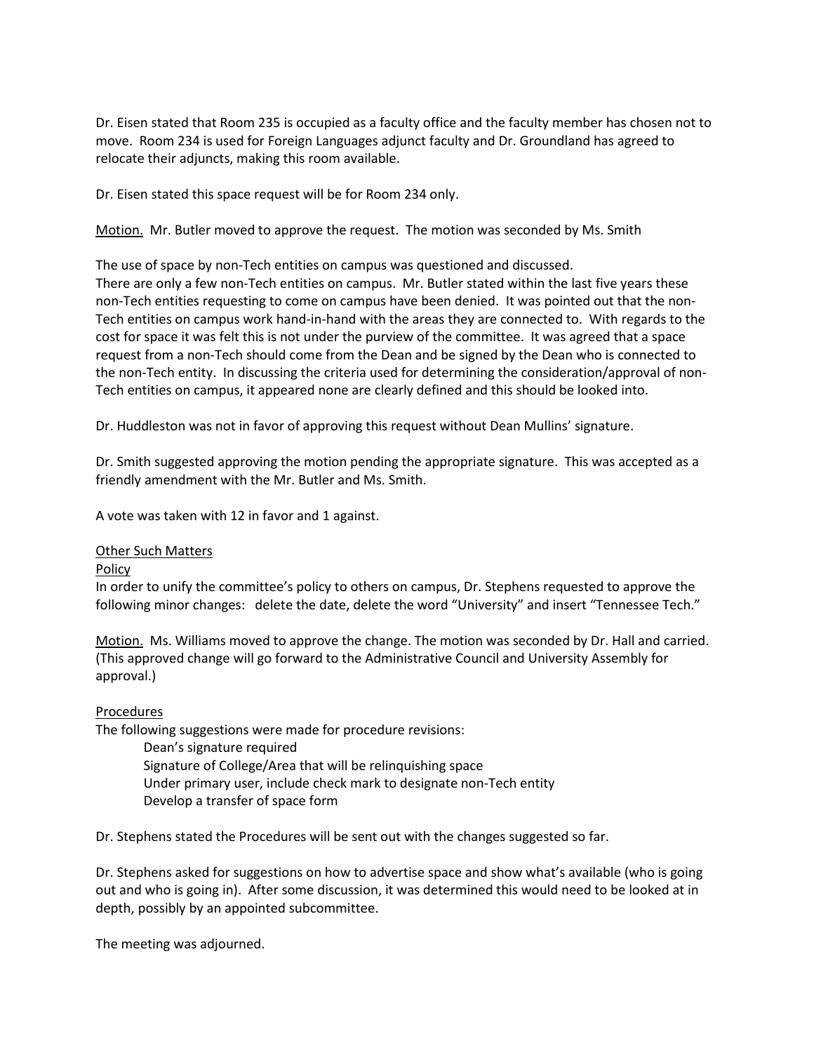Dr. Eisen stated that Room 235 is occupied as a faculty office and the faculty member has chosen not to move. Room 234 is used for Foreign Languages adjunct faculty and Dr. Groundland has agreed to relocate their adjuncts, making this room available.

Dr. Eisen stated this space request will be for Room 234 only.

<u>Motion.</u> Mr. Butler moved to approve the request. The motion was seconded by Ms. Smith

The use of space by non-Tech entities on campus was questioned and discussed. There are only a few non-Tech entities on campus. Mr. Butler stated within the last five years these non-Tech entities requesting to come on campus have been denied. It was pointed out that the non-Tech entities on campus work hand-in-hand with the areas they are connected to. With regards to the cost for space it was felt this is not under the purview of the committee. It was agreed that a space request from a non-Tech should come from the Dean and be signed by the Dean who is connected to the non-Tech entity. In discussing the criteria used for determining the consideration/approval of non-Tech entities on campus, it appeared none are clearly defined and this should be looked into.

Dr. Huddleston was not in favor of approving this request without Dean Mullins' signature.

Dr. Smith suggested approving the motion pending the appropriate signature. This was accepted as a friendly amendment with the Mr. Butler and Ms. Smith.

A vote was taken with 12 in favor and 1 against.

<u>Other Such Matters</u>

<u>Policy</u>

In order to unify the committee's policy to others on campus, Dr. Stephens requested to approve the following minor changes: delete the date, delete the word "University" and insert "Tennessee Tech."

<u>Motion.</u> Ms. Williams moved to approve the change. The motion was seconded by Dr. Hall and carried. (This approved change will go forward to the Administrative Council and University Assembly for approval.)

<u>Procedures</u>

The following suggestions were made for procedure revisions:

- Dean's signature required
- Signature of College/Area that will be relinquishing space
- Under primary user, include check mark to designate non-Tech entity
- Develop a transfer of space form

Dr. Stephens stated the Procedures will be sent out with the changes suggested so far.

Dr. Stephens asked for suggestions on how to advertise space and show what's available (who is going out and who is going in). After some discussion, it was determined this would need to be looked at in depth, possibly by an appointed subcommittee.

The meeting was adjourned.